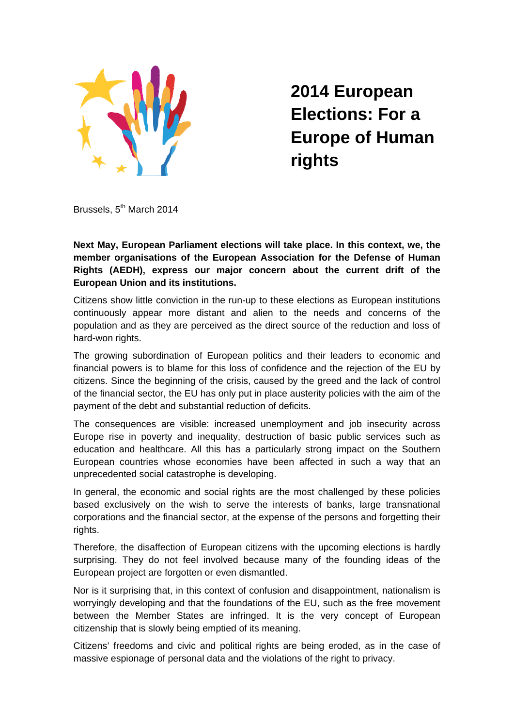# 2014 European Elections: For a Europe of Human rights

Brussels, 5th March 2014

**Next May, European Parliament elections will take place. In this context, we, the member organisations of the European Association for the Defense of Human Rights (AEDH), express our major concern about the current drift of the European Union and its institutions.**

Citizens show little conviction in the run-up to these elections as European institutions continuously appear more distant and alien to the needs and concerns of the population and as they are perceived as the direct source of the reduction and loss of hard-won rights.

The growing subordination of European politics and their leaders to economic and financial powers is to blame for this loss of confidence and the rejection of the EU by citizens. Since the beginning of the crisis, caused by the greed and the lack of control of the financial sector, the EU has only put in place austerity policies with the aim of the payment of the debt and substantial reduction of deficits.

The consequences are visible: increased unemployment and job insecurity across Europe rise in poverty and inequality, destruction of basic public services such as education and healthcare. All this has a particularly strong impact on the Southern European countries whose economies have been affected in such a way that an unprecedented social catastrophe is developing.

In general, the economic and social rights are the most challenged by these policies based exclusively on the wish to serve the interests of banks, large transnational corporations and the financial sector, at the expense of the persons and forgetting their rights.

Therefore, the disaffection of European citizens with the upcoming elections is hardly surprising. They do not feel involved because many of the founding ideas of the European project are forgotten or even dismantled.

Nor is it surprising that, in this context of confusion and disappointment, nationalism is worryingly developing and that the foundations of the EU, such as the free movement between the Member States are infringed. It is the very concept of European citizenship that is slowly being emptied of its meaning.

Citizens' freedoms and civic and political rights are being eroded, as in the case of massive espionage of personal data and the violations of the right to privacy.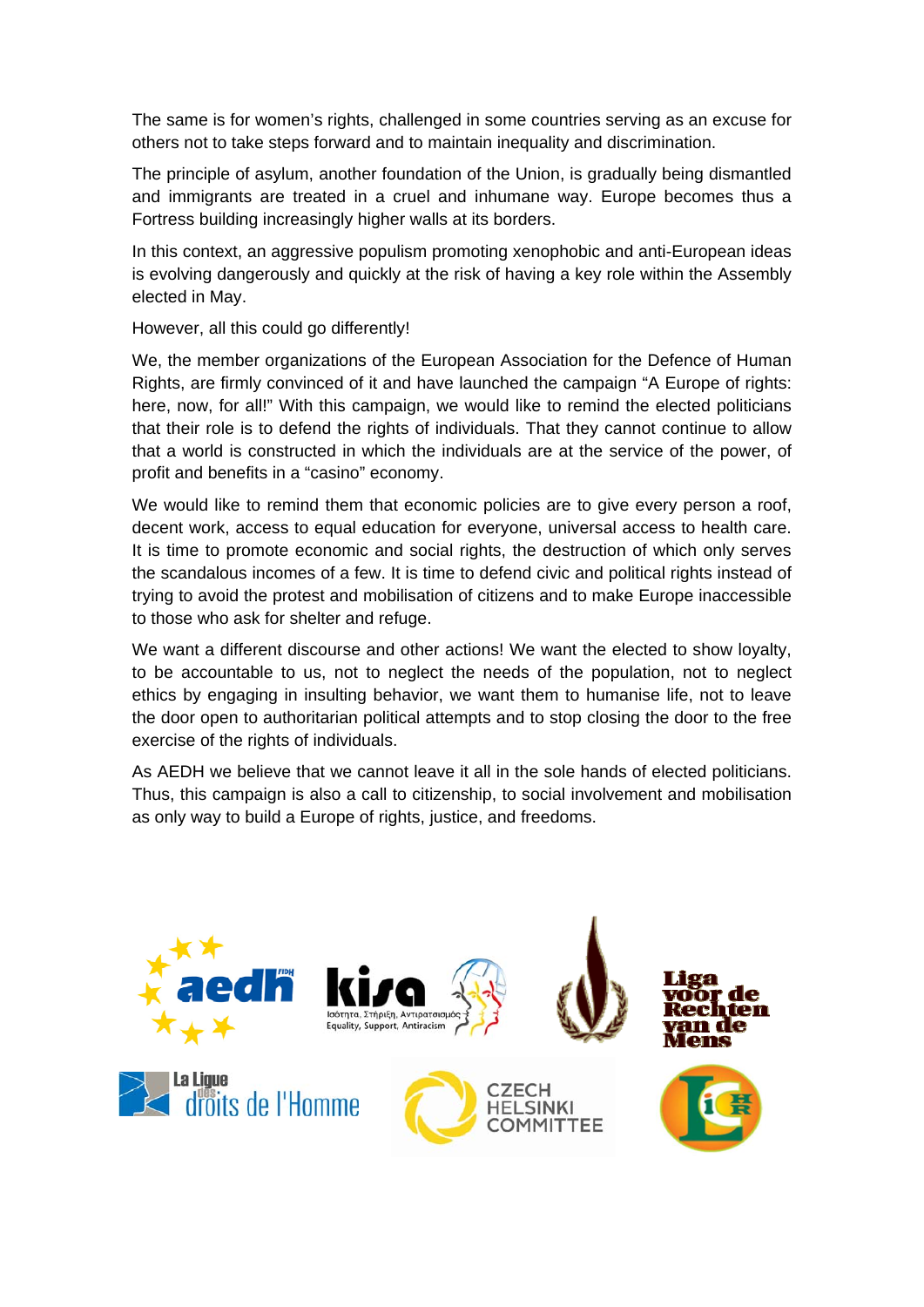The same is for women's rights, challenged in some countries serving as an excuse for others not to take steps forward and to maintain inequality and discrimination.

The principle of asylum, another foundation of the Union, is gradually being dismantled and immigrants are treated in a cruel and inhumane way. Europe becomes thus a Fortress building increasingly higher walls at its borders.

In this context, an aggressive populism promoting xenophobic and anti-European ideas is evolving dangerously and quickly at the risk of having a key role within the Assembly elected in May.

However, all this could go differently!

We, the member organizations of the European Association for the Defence of Human Rights, are firmly convinced of it and have launched the campaign "A Europe of rights: here, now, for all!" With this campaign, we would like to remind the elected politicians that their role is to defend the rights of individuals. That they cannot continue to allow that a world is constructed in which the individuals are at the service of the power, of profit and benefits in a "casino" economy.

We would like to remind them that economic policies are to give every person a roof, decent work, access to equal education for everyone, universal access to health care. It is time to promote economic and social rights, the destruction of which only serves the scandalous incomes of a few. It is time to defend civic and political rights instead of trying to avoid the protest and mobilisation of citizens and to make Europe inaccessible to those who ask for shelter and refuge.

We want a different discourse and other actions! We want the elected to show loyalty, to be accountable to us, not to neglect the needs of the population, not to neglect ethics by engaging in insulting behavior, we want them to humanise life, not to leave the door open to authoritarian political attempts and to stop closing the door to the free exercise of the rights of individuals.

As AEDH we believe that we cannot leave it all in the sole hands of elected politicians. Thus, this campaign is also a call to citizenship, to social involvement and mobilisation as only way to build a Europe of rights, justice, and freedoms.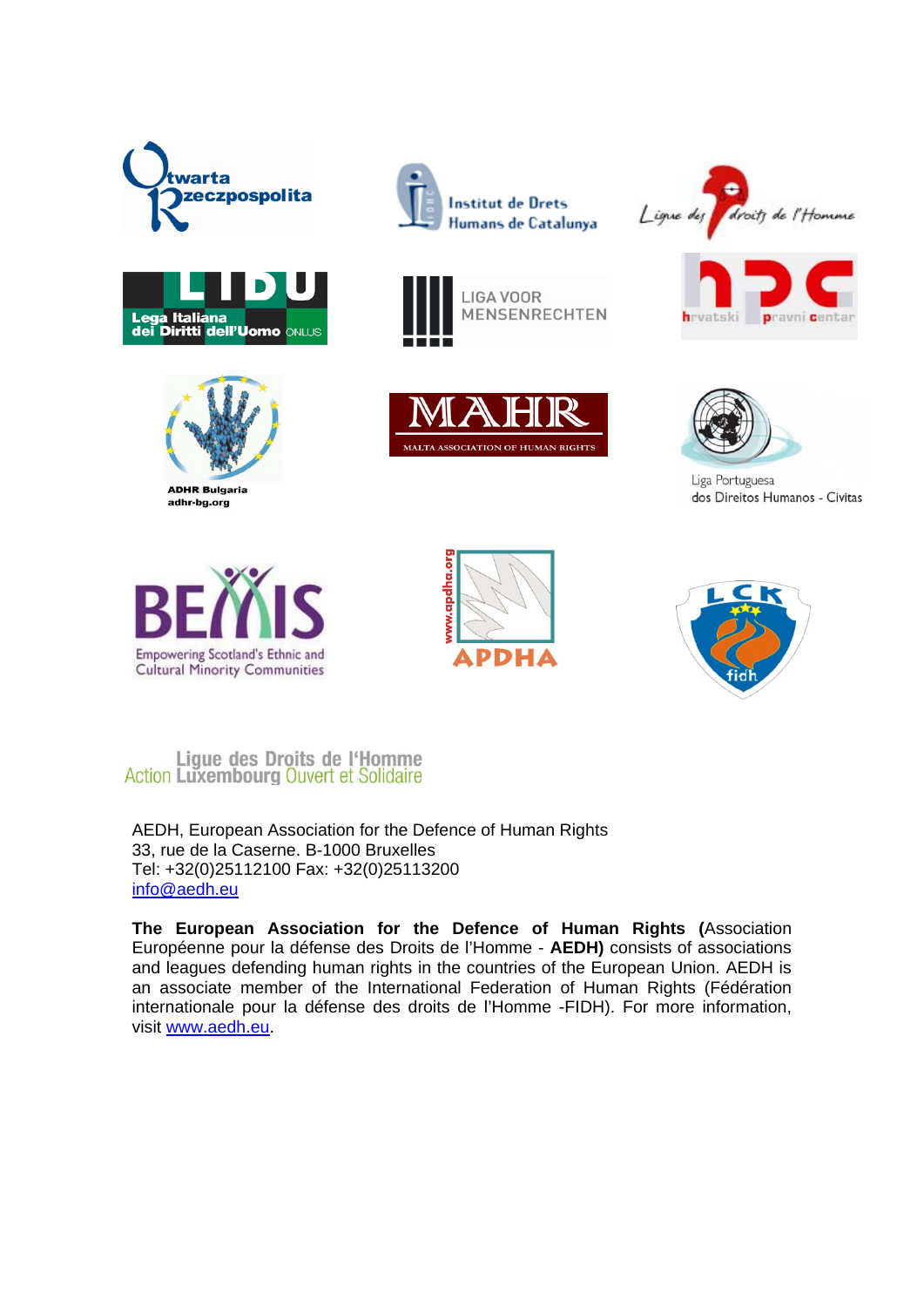Otwarta Rzeczpospolita

Institut de Drets Humans de Catalunya

Ligue des droits de l'Homme

LIDU Lega Italiana dei Diritti dell'Uomo ONLUS

LIGA VOOR MENSENRECHTEN

hrvatski pravni centar

ADHR Bulgaria
adhr-bg.org

MAHR
MALTA ASSOCIATION OF HUMAN RIGHTS

Liga Portuguesa dos Direitos Humanos - Civitas

BEMIS
Empowering Scotland's Ethnic and Cultural Minority Communities

www.apdha.org
APDHA

LCK
fidh

Ligue des Droits de l'Homme
Action Luxembourg Ouvert et Solidaire

AEDH, European Association for the Defence of Human Rights
33, rue de la Caserne. B-1000 Bruxelles
Tel: +32(0)25112100 Fax: +32(0)25113200
info@aedh.eu

**The European Association for the Defence of Human Rights (**Association Européenne pour la défense des Droits de l'Homme - **AEDH)** consists of associations and leagues defending human rights in the countries of the European Union. AEDH is an associate member of the International Federation of Human Rights (Fédération internationale pour la défense des droits de l'Homme -FIDH). For more information, visit www.aedh.eu.